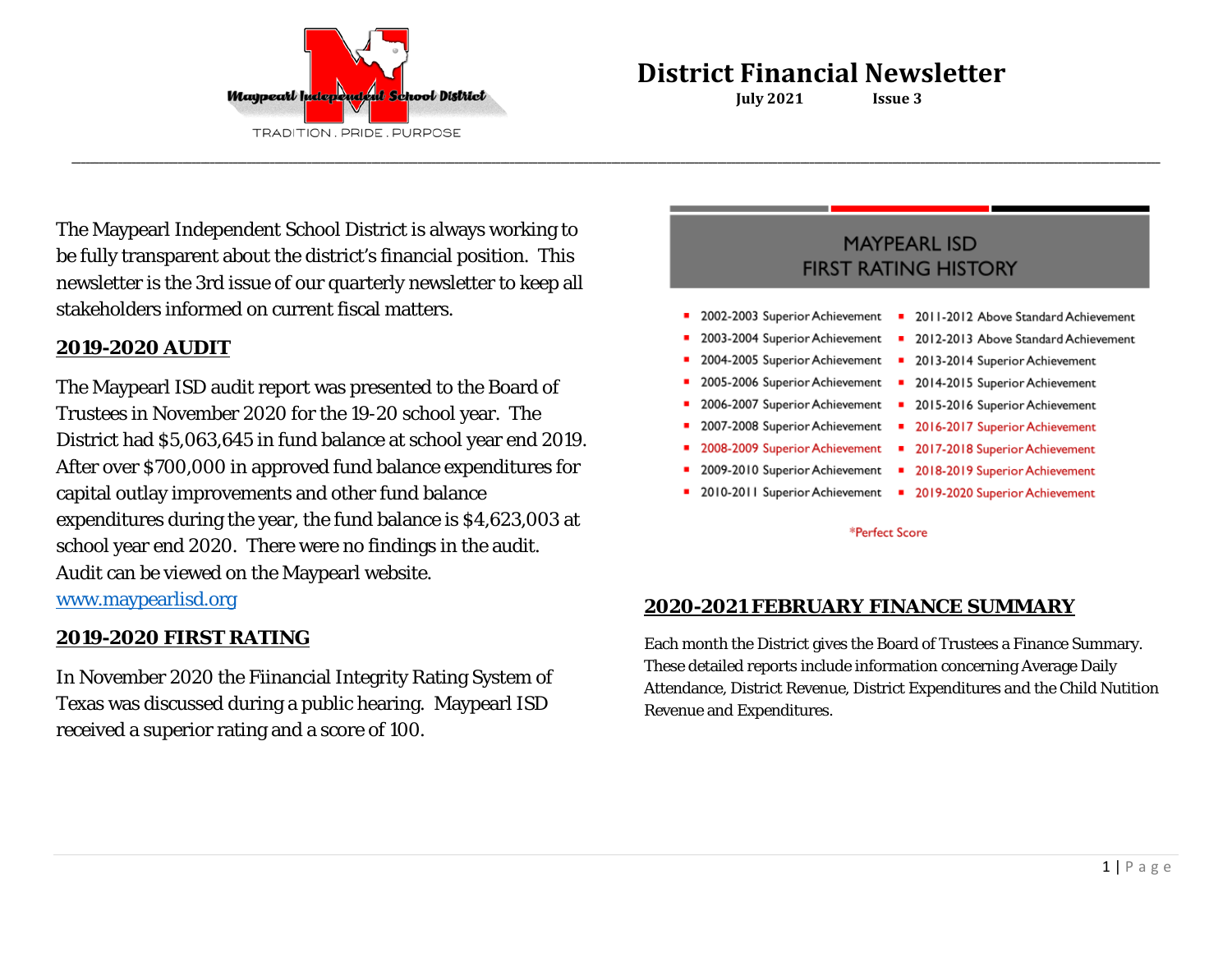Maypearl Independent School District

TRADITION . PRIDE . PURPOSE

# District Financial Newsletter

**July 2021 Issue 3**

The Maypearl Independent School District is always working to be fully transparent about the district's financial position. This newsletter is the 3rd issue of our quarterly newsletter to keep all stakeholders informed on current fiscal matters.

## 2019-2020 AUDIT

The Maypearl ISD audit report was presented to the Board of Trustees in November 2020 for the 19-20 school year. The District had $5,063,645 in fund balance at school year end 2019. After over $700,000 in approved fund balance expenditures for capital outlay improvements and other fund balance expenditures during the year, the fund balance is $4,623,003 at school year end 2020. There were no findings in the audit. Audit can be viewed on the Maypearl website. [www.maypearlisd.org](http://www.maypearlisd.org)

## 2019-2020 FIRST RATING

In November 2020 the Fiinancial Integrity Rating System of Texas was discussed during a public hearing. Maypearl ISD received a superior rating and a score of 100.

### MAYPEARL ISD FIRST RATING HISTORY

- 2002-2003 Superior Achievement
- 2003-2004 Superior Achievement
- 2004-2005 Superior Achievement
- 2005-2006 Superior Achievement
- 2006-2007 Superior Achievement
- 2007-2008 Superior Achievement
- 2008-2009 Superior Achievement
- 2009-2010 Superior Achievement
- 2010-2011 Superior Achievement
- 2011-2012 Above Standard Achievement
- 2012-2013 Above Standard Achievement
- 2013-2014 Superior Achievement
- 2014-2015 Superior Achievement
- 2015-2016 Superior Achievement
- 2016-2017 Superior Achievement
- 2017-2018 Superior Achievement
- 2018-2019 Superior Achievement
- 2019-2020 Superior Achievement

*Perfect Score

## 2020-2021 FEBRUARY FINANCE SUMMARY

Each month the District gives the Board of Trustees a Finance Summary. These detailed reports include information concerning Average Daily Attendance, District Revenue, District Expenditures and the Child Nutition Revenue and Expenditures.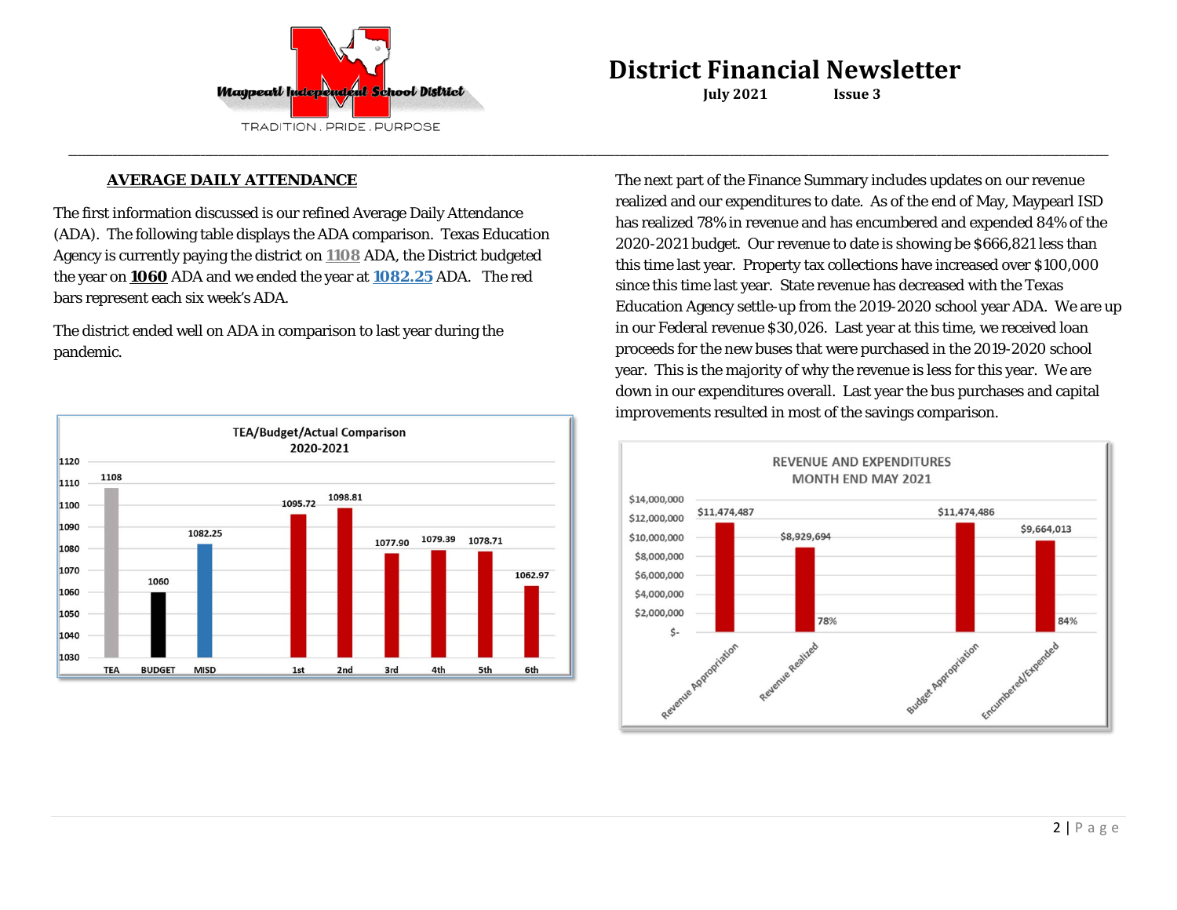# District Financial Newsletter

**July 2021 Issue 3**

Maypearl Independent School District

TRADITION . PRIDE . PURPOSE

## AVERAGE DAILY ATTENDANCE

The first information discussed is our refined Average Daily Attendance (ADA). The following table displays the ADA comparison. Texas Education Agency is currently paying the district on **1108** ADA, the District budgeted the year on **1060** ADA and we ended the year at **1082.25** ADA. The red bars represent each six week's ADA.

The district ended well on ADA in comparison to last year during the pandemic.

**TEA/Budget/Actual Comparison 2020-2021**

| TEA | BUDGET | MISD | 1st | 2nd | 3rd | 4th | 5th | 6th |
|---|---|---|---|---|---|---|---|---|
| 1108 | 1060 | 1082.25 | 1095.72 | 1098.81 | 1077.90 | 1079.39 | 1078.71 | 1062.97 |

The next part of the Finance Summary includes updates on our revenue realized and our expenditures to date. As of the end of May, Maypearl ISD has realized 78% in revenue and has encumbered and expended 84% of the 2020-2021 budget. Our revenue to date is showing be $666,821 less than this time last year. Property tax collections have increased over $100,000 since this time last year. State revenue has decreased with the Texas Education Agency settle-up from the 2019-2020 school year ADA. We are up in our Federal revenue $30,026. Last year at this time, we received loan proceeds for the new buses that were purchased in the 2019-2020 school year. This is the majority of why the revenue is less for this year. We are down in our expenditures overall. Last year the bus purchases and capital improvements resulted in most of the savings comparison.

**REVENUE AND EXPENDITURES MONTH END MAY 2021**

| Revenue Appropriation | Revenue Realized | Budget Appropriation | Encumbered/Expended |
|---|---|---|---|
| $11,474,487 | $8,929,694 (78%) | $11,474,486 | $9,664,013 (84%) |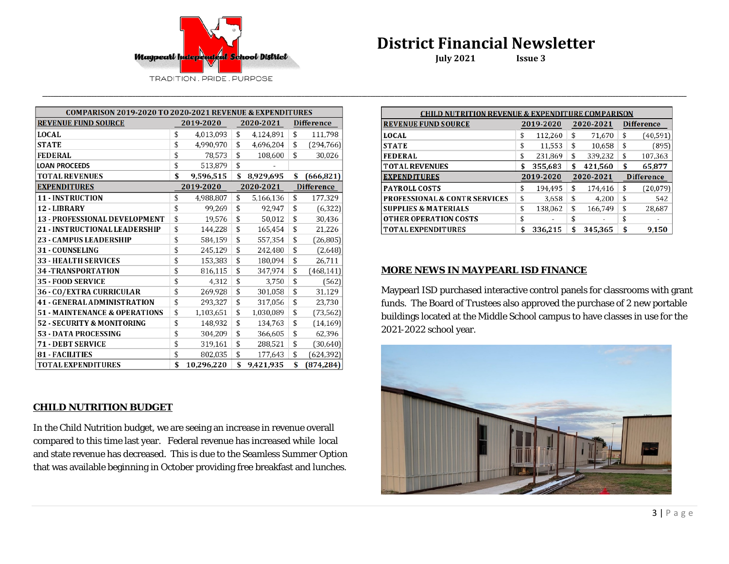Maypearl Independent School District

TRADITION . PRIDE . PURPOSE

# District Financial Newsletter

July 2021 Issue 3

| COMPARISON 2019-2020 TO 2020-2021 REVENUE & EXPENDITURES | | | |
|---|---|---|---|
| **REVENUE FUND SOURCE** | **2019-2020** | **2020-2021** | **Difference** |
| LOCAL | $ 4,013,093 | $ 4,124,891 | $ 111,798 |
| STATE | $ 4,990,970 | $ 4,696,204 | $ (294,766) |
| FEDERAL | $ 78,573 | $ 108,600 | $ 30,026 |
| LOAN PROCEEDS | $ 513,879 | $ - | |
| TOTAL REVENUES | $ 9,596,515 | $ 8,929,695 | $ (666,821) |
| **EXPENDITURES** | **2019-2020** | **2020-2021** | **Difference** |
| 11 - INSTRUCTION | $ 4,988,807 | $ 5,166,136 | $ 177,329 |
| 12 - LIBRARY | $ 99,269 | $ 92,947 | $ (6,322) |
| 13 - PROFESSIONAL DEVELOPMENT | $ 19,576 | $ 50,012 | $ 30,436 |
| 21 - INSTRUCTIONAL LEADERSHIP | $ 144,228 | $ 165,454 | $ 21,226 |
| 23 - CAMPUS LEADERSHIP | $ 584,159 | $ 557,354 | $ (26,805) |
| 31 - COUNSELING | $ 245,129 | $ 242,480 | $ (2,648) |
| 33 - HEALTH SERVICES | $ 153,383 | $ 180,094 | $ 26,711 |
| 34 -TRANSPORTATION | $ 816,115 | $ 347,974 | $ (468,141) |
| 35 - FOOD SERVICE | $ 4,312 | $ 3,750 | $ (562) |
| 36 - CO/EXTRA CURRICULAR | $ 269,928 | $ 301,058 | $ 31,129 |
| 41 - GENERAL ADMINISTRATION | $ 293,327 | $ 317,056 | $ 23,730 |
| 51 - MAINTENANCE & OPERATIONS | $ 1,103,651 | $ 1,030,089 | $ (73,562) |
| 52 - SECURITY & MONITORING | $ 148,932 | $ 134,763 | $ (14,169) |
| 53 - DATA PROCESSING | $ 304,209 | $ 366,605 | $ 62,396 |
| 71 - DEBT SERVICE | $ 319,161 | $ 288,521 | $ (30,640) |
| 81 - FACILITIES | $ 802,035 | $ 177,643 | $ (624,392) |
| TOTAL EXPENDITURES | $ 10,296,220 | $ 9,421,935 | $ (874,284) |

## CHILD NUTRITION BUDGET

In the Child Nutrition budget, we are seeing an increase in revenue overall compared to this time last year. Federal revenue has increased while local and state revenue has decreased. This is due to the Seamless Summer Option that was available beginning in October providing free breakfast and lunches.

| CHILD NUTRITION REVENUE & EXPENDITURE COMPARISON | | | |
|---|---|---|---|
| **REVENUE FUND SOURCE** | **2019-2020** | **2020-2021** | **Difference** |
| LOCAL | $ 112,260 | $ 71,670 | $ (40,591) |
| STATE | $ 11,553 | $ 10,658 | $ (895) |
| FEDERAL | $ 231,869 | $ 339,232 | $ 107,363 |
| TOTAL REVENUES | $ 355,683 | $ 421,560 | $ 65,877 |
| **EXPENDITURES** | **2019-2020** | **2020-2021** | **Difference** |
| PAYROLL COSTS | $ 194,495 | $ 174,416 | $ (20,079) |
| PROFESSIONAL & CONTR SERVICES | $ 3,658 | $ 4,200 | $ 542 |
| SUPPLIES & MATERIALS | $ 138,062 | $ 166,749 | $ 28,687 |
| OTHER OPERATION COSTS | $ - | $ - | $ - |
| TOTAL EXPENDITURES | $ 336,215 | $ 345,365 | $ 9,150 |

## MORE NEWS IN MAYPEARL ISD FINANCE

Maypearl ISD purchased interactive control panels for classrooms with grant funds. The Board of Trustees also approved the purchase of 2 new portable buildings located at the Middle School campus to have classes in use for the 2021-2022 school year.